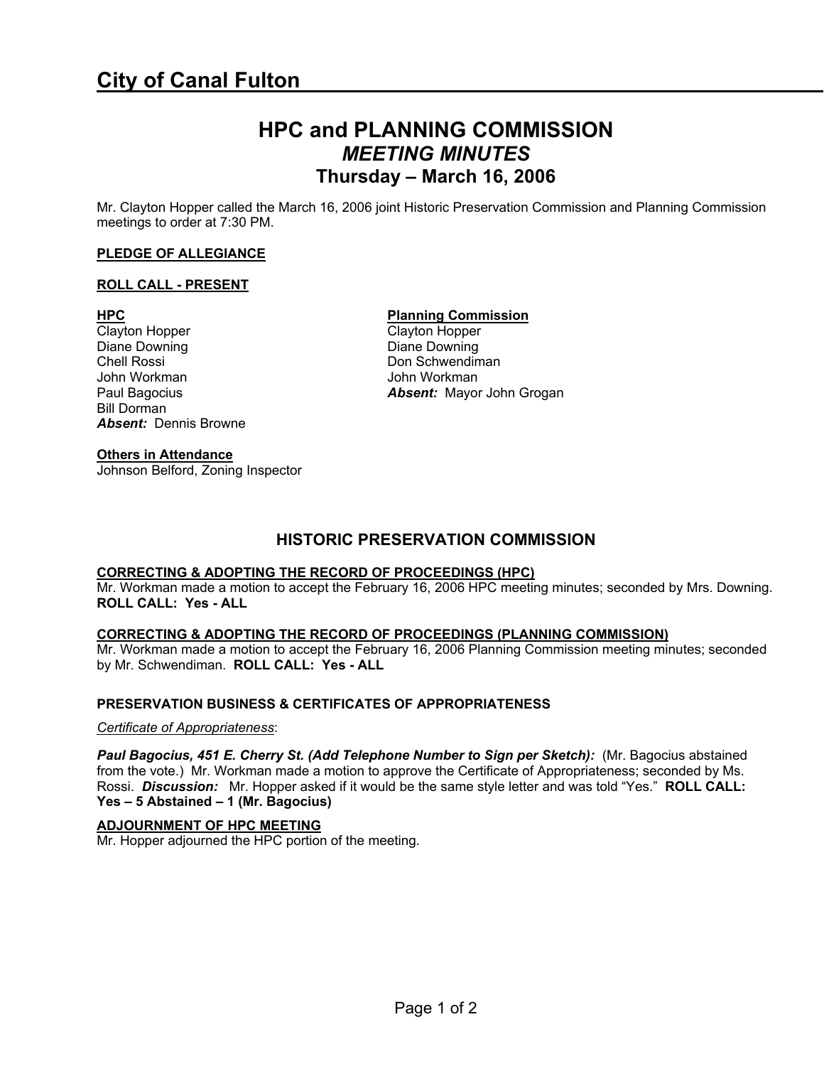# City of Canal Fulton

## HPC and PLANNING COMMISSION
### *MEETING MINUTES*
### Thursday – March 16, 2006

Mr. Clayton Hopper called the March 16, 2006 joint Historic Preservation Commission and Planning Commission meetings to order at 7:30 PM.

**PLEDGE OF ALLEGIANCE**

**ROLL CALL - PRESENT**

**HPC**
Clayton Hopper
Diane Downing
Chell Rossi
John Workman
Paul Bagocius
Bill Dorman
***Absent:*** Dennis Browne

**Planning Commission**
Clayton Hopper
Diane Downing
Don Schwendiman
John Workman
***Absent:*** Mayor John Grogan

**Others in Attendance**
Johnson Belford, Zoning Inspector

## HISTORIC PRESERVATION COMMISSION

**CORRECTING & ADOPTING THE RECORD OF PROCEEDINGS (HPC)**
Mr. Workman made a motion to accept the February 16, 2006 HPC meeting minutes; seconded by Mrs. Downing. **ROLL CALL: Yes - ALL**

**CORRECTING & ADOPTING THE RECORD OF PROCEEDINGS (PLANNING COMMISSION)**
Mr. Workman made a motion to accept the February 16, 2006 Planning Commission meeting minutes; seconded by Mr. Schwendiman. **ROLL CALL: Yes - ALL**

**PRESERVATION BUSINESS & CERTIFICATES OF APPROPRIATENESS**

*Certificate of Appropriateness*:

***Paul Bagocius, 451 E. Cherry St. (Add Telephone Number to Sign per Sketch):*** (Mr. Bagocius abstained from the vote.) Mr. Workman made a motion to approve the Certificate of Appropriateness; seconded by Ms. Rossi. ***Discussion:*** Mr. Hopper asked if it would be the same style letter and was told "Yes." **ROLL CALL: Yes – 5 Abstained – 1 (Mr. Bagocius)**

**ADJOURNMENT OF HPC MEETING**
Mr. Hopper adjourned the HPC portion of the meeting.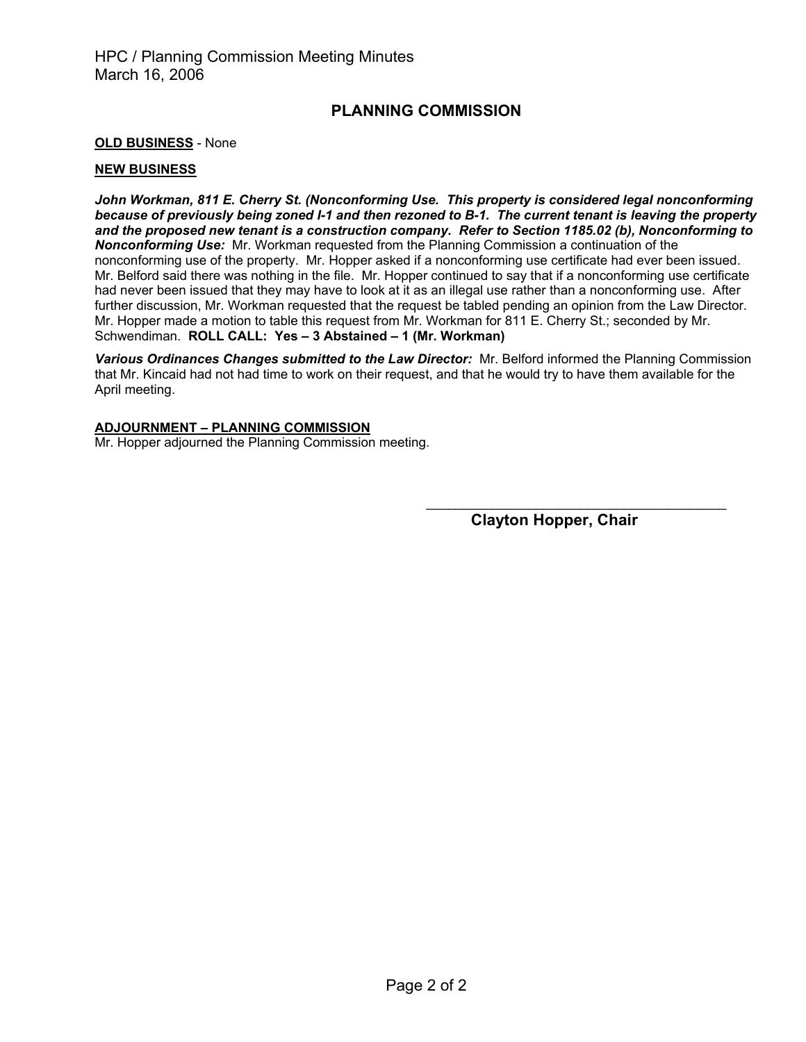## PLANNING COMMISSION

**OLD BUSINESS** - None

**NEW BUSINESS**

***John Workman, 811 E. Cherry St. (Nonconforming Use. This property is considered legal nonconforming because of previously being zoned I-1 and then rezoned to B-1. The current tenant is leaving the property and the proposed new tenant is a construction company. Refer to Section 1185.02 (b), Nonconforming to Nonconforming Use:*** Mr. Workman requested from the Planning Commission a continuation of the nonconforming use of the property. Mr. Hopper asked if a nonconforming use certificate had ever been issued. Mr. Belford said there was nothing in the file. Mr. Hopper continued to say that if a nonconforming use certificate had never been issued that they may have to look at it as an illegal use rather than a nonconforming use. After further discussion, Mr. Workman requested that the request be tabled pending an opinion from the Law Director. Mr. Hopper made a motion to table this request from Mr. Workman for 811 E. Cherry St.; seconded by Mr. Schwendiman. **ROLL CALL: Yes – 3 Abstained – 1 (Mr. Workman)**

***Various Ordinances Changes submitted to the Law Director:*** Mr. Belford informed the Planning Commission that Mr. Kincaid had not had time to work on their request, and that he would try to have them available for the April meeting.

**ADJOURNMENT – PLANNING COMMISSION**

Mr. Hopper adjourned the Planning Commission meeting.

\_\_\_\_\_\_\_\_\_\_\_\_\_\_\_\_\_\_\_\_\_\_\_\_\_\_\_\_\_\_\_\_\_\_\_\_\_\_

**Clayton Hopper, Chair**